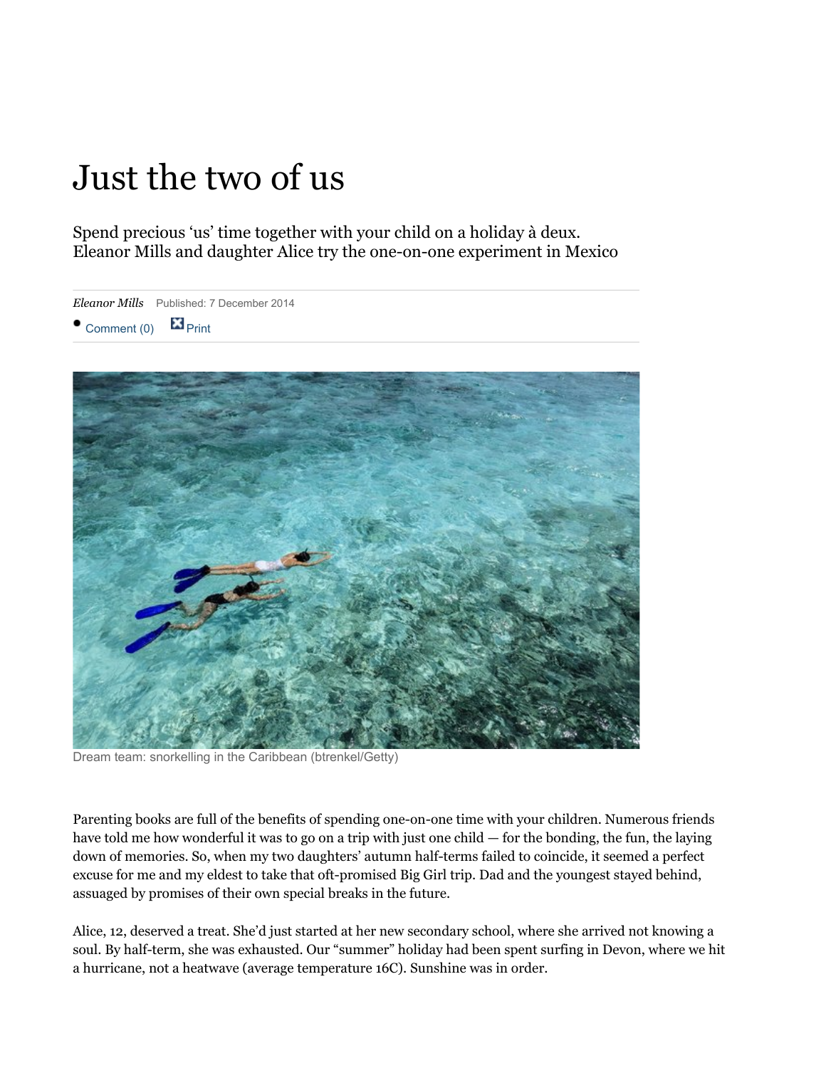# Just the two of us

Spend precious 'us' time together with your child on a holiday à deux. Eleanor Mills and daughter Alice try the one-on-one experiment in Mexico

*Eleanor Mills* Published: 7 December 2014

- Comment (0) Print

Dream team: snorkelling in the Caribbean (btrenkel/Getty)

Parenting books are full of the benefits of spending one-on-one time with your children. Numerous friends have told me how wonderful it was to go on a trip with just one child — for the bonding, the fun, the laying down of memories. So, when my two daughters' autumn half-terms failed to coincide, it seemed a perfect excuse for me and my eldest to take that oft-promised Big Girl trip. Dad and the youngest stayed behind, assuaged by promises of their own special breaks in the future.

Alice, 12, deserved a treat. She'd just started at her new secondary school, where she arrived not knowing a soul. By half-term, she was exhausted. Our "summer" holiday had been spent surfing in Devon, where we hit a hurricane, not a heatwave (average temperature 16C). Sunshine was in order.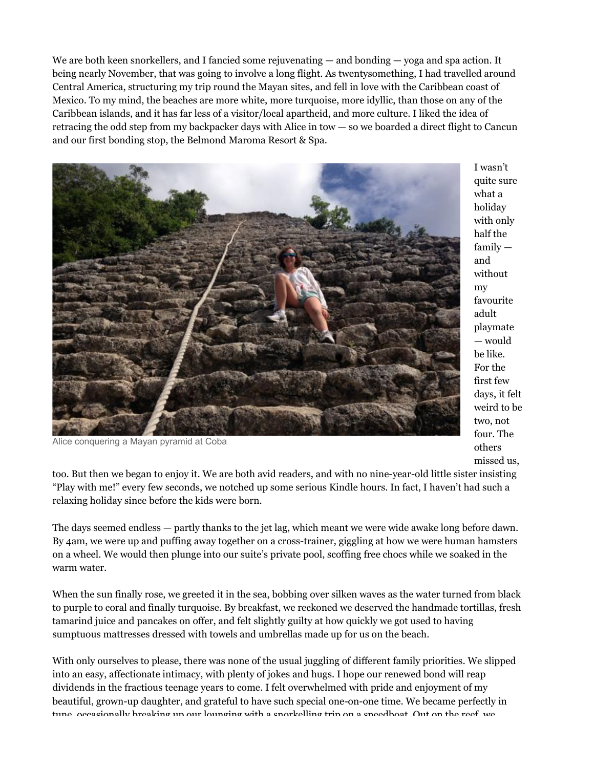We are both keen snorkellers, and I fancied some rejuvenating — and bonding — yoga and spa action. It being nearly November, that was going to involve a long flight. As twentysomething, I had travelled around Central America, structuring my trip round the Mayan sites, and fell in love with the Caribbean coast of Mexico. To my mind, the beaches are more white, more turquoise, more idyllic, than those on any of the Caribbean islands, and it has far less of a visitor/local apartheid, and more culture. I liked the idea of retracing the odd step from my backpacker days with Alice in tow — so we boarded a direct flight to Cancun and our first bonding stop, the Belmond Maroma Resort & Spa.

Alice conquering a Mayan pyramid at Coba

I wasn't quite sure what a holiday with only half the family — and without my favourite adult playmate — would be like. For the first few days, it felt weird to be two, not four. The others missed us, too. But then we began to enjoy it. We are both avid readers, and with no nine-year-old little sister insisting "Play with me!" every few seconds, we notched up some serious Kindle hours. In fact, I haven't had such a relaxing holiday since before the kids were born.

The days seemed endless — partly thanks to the jet lag, which meant we were wide awake long before dawn. By 4am, we were up and puffing away together on a cross-trainer, giggling at how we were human hamsters on a wheel. We would then plunge into our suite's private pool, scoffing free chocs while we soaked in the warm water.

When the sun finally rose, we greeted it in the sea, bobbing over silken waves as the water turned from black to purple to coral and finally turquoise. By breakfast, we reckoned we deserved the handmade tortillas, fresh tamarind juice and pancakes on offer, and felt slightly guilty at how quickly we got used to having sumptuous mattresses dressed with towels and umbrellas made up for us on the beach.

With only ourselves to please, there was none of the usual juggling of different family priorities. We slipped into an easy, affectionate intimacy, with plenty of jokes and hugs. I hope our renewed bond will reap dividends in the fractious teenage years to come. I felt overwhelmed with pride and enjoyment of my beautiful, grown-up daughter, and grateful to have such special one-on-one time. We became perfectly in tune, occasionally breaking up our lounging with a snorkelling trip on a speedboat. Out on the reef, we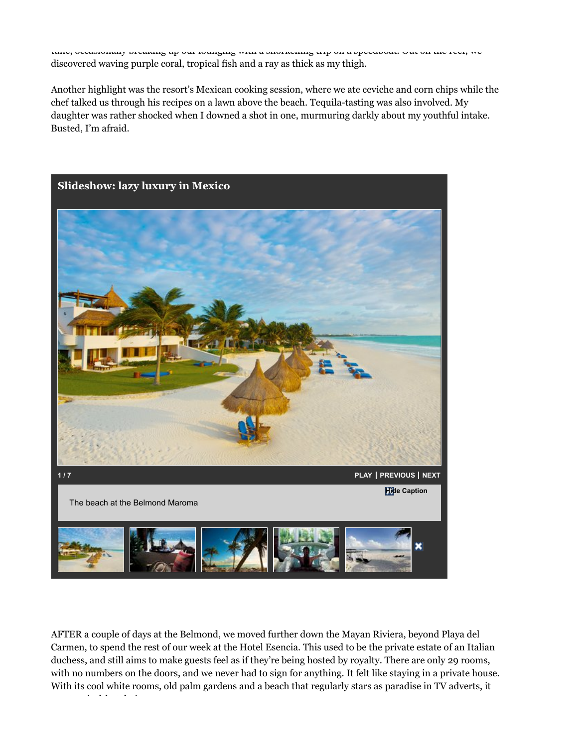time, occasionally breaking up our lounging with a snorkelling trip on a speedboat. Out on the reef, we discovered waving purple coral, tropical fish and a ray as thick as my thigh.

Another highlight was the resort's Mexican cooking session, where we ate ceviche and corn chips while the chef talked us through his recipes on a lawn above the beach. Tequila-tasting was also involved. My daughter was rather shocked when I downed a shot in one, murmuring darkly about my youthful intake. Busted, I'm afraid.

**Slideshow: lazy luxury in Mexico**

1 / 7 PLAY | PREVIOUS | NEXT

Hide Caption

The beach at the Belmond Maroma

AFTER a couple of days at the Belmond, we moved further down the Mayan Riviera, beyond Playa del Carmen, to spend the rest of our week at the Hotel Esencia. This used to be the private estate of an Italian duchess, and still aims to make guests feel as if they're being hosted by royalty. There are only 29 rooms, with no numbers on the doors, and we never had to sign for anything. It felt like staying in a private house. With its cool white rooms, old palm gardens and a beach that regularly stars as paradise in TV adverts, it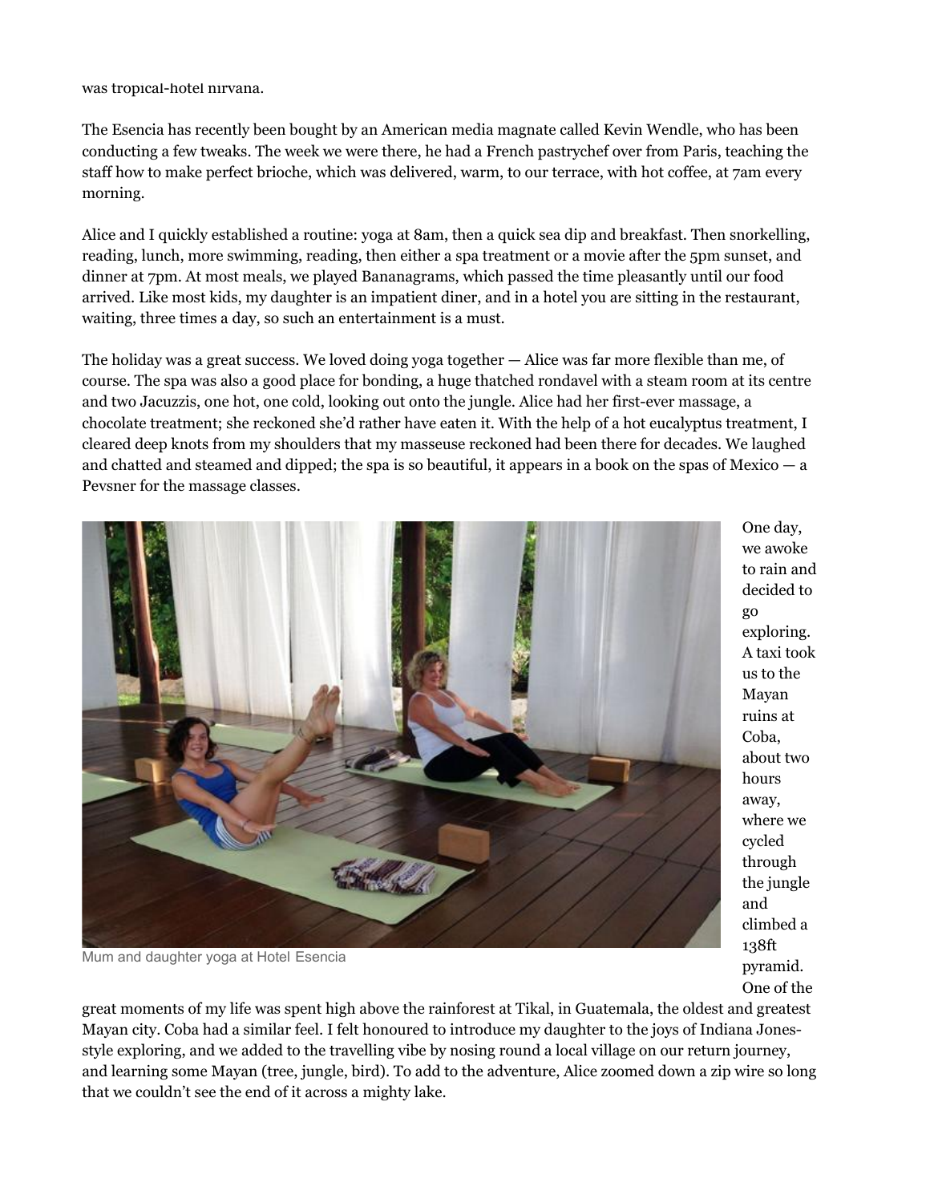was tropical-hotel nirvana.

The Esencia has recently been bought by an American media magnate called Kevin Wendle, who has been conducting a few tweaks. The week we were there, he had a French pastrychef over from Paris, teaching the staff how to make perfect brioche, which was delivered, warm, to our terrace, with hot coffee, at 7am every morning.

Alice and I quickly established a routine: yoga at 8am, then a quick sea dip and breakfast. Then snorkelling, reading, lunch, more swimming, reading, then either a spa treatment or a movie after the 5pm sunset, and dinner at 7pm. At most meals, we played Bananagrams, which passed the time pleasantly until our food arrived. Like most kids, my daughter is an impatient diner, and in a hotel you are sitting in the restaurant, waiting, three times a day, so such an entertainment is a must.

The holiday was a great success. We loved doing yoga together — Alice was far more flexible than me, of course. The spa was also a good place for bonding, a huge thatched rondavel with a steam room at its centre and two Jacuzzis, one hot, one cold, looking out onto the jungle. Alice had her first-ever massage, a chocolate treatment; she reckoned she'd rather have eaten it. With the help of a hot eucalyptus treatment, I cleared deep knots from my shoulders that my masseuse reckoned had been there for decades. We laughed and chatted and steamed and dipped; the spa is so beautiful, it appears in a book on the spas of Mexico — a Pevsner for the massage classes.

Mum and daughter yoga at Hotel Esencia

One day, we awoke to rain and decided to go exploring. A taxi took us to the Mayan ruins at Coba, about two hours away, where we cycled through the jungle and climbed a 138ft pyramid. One of the great moments of my life was spent high above the rainforest at Tikal, in Guatemala, the oldest and greatest Mayan city. Coba had a similar feel. I felt honoured to introduce my daughter to the joys of Indiana Jones-style exploring, and we added to the travelling vibe by nosing round a local village on our return journey, and learning some Mayan (tree, jungle, bird). To add to the adventure, Alice zoomed down a zip wire so long that we couldn't see the end of it across a mighty lake.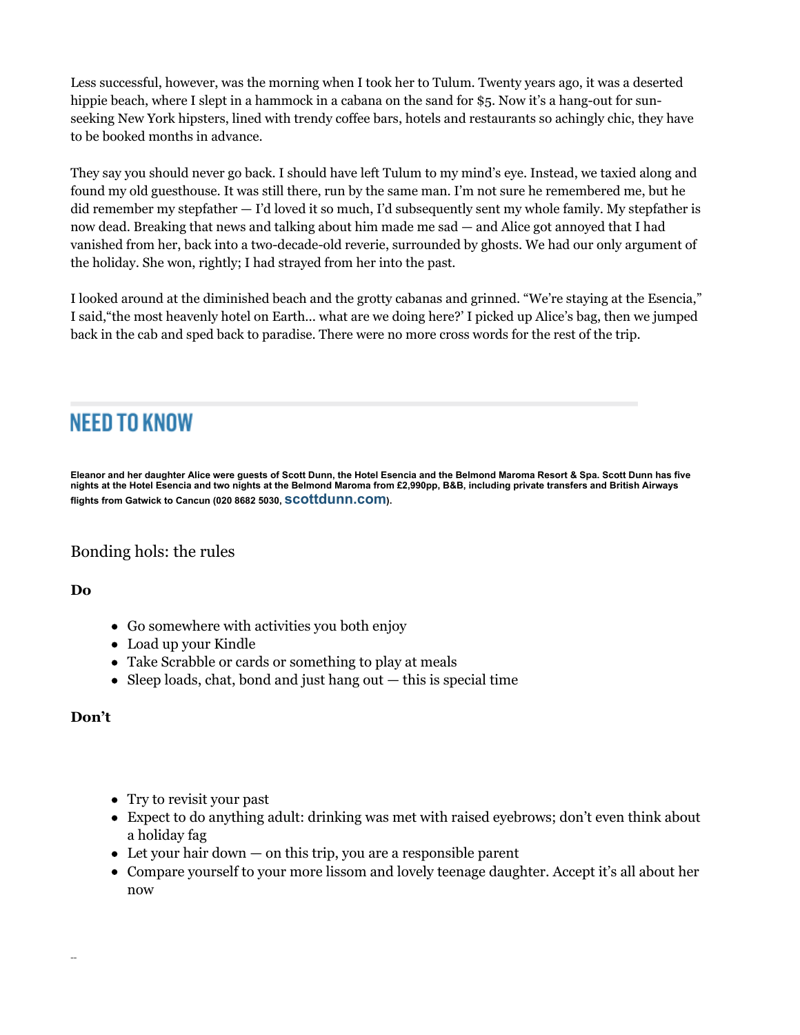Less successful, however, was the morning when I took her to Tulum. Twenty years ago, it was a deserted hippie beach, where I slept in a hammock in a cabana on the sand for $5. Now it's a hang-out for sun-seeking New York hipsters, lined with trendy coffee bars, hotels and restaurants so achingly chic, they have to be booked months in advance.

They say you should never go back. I should have left Tulum to my mind's eye. Instead, we taxied along and found my old guesthouse. It was still there, run by the same man. I'm not sure he remembered me, but he did remember my stepfather — I'd loved it so much, I'd subsequently sent my whole family. My stepfather is now dead. Breaking that news and talking about him made me sad — and Alice got annoyed that I had vanished from her, back into a two-decade-old reverie, surrounded by ghosts. We had our only argument of the holiday. She won, rightly; I had strayed from her into the past.

I looked around at the diminished beach and the grotty cabanas and grinned. "We're staying at the Esencia," I said,"the most heavenly hotel on Earth... what are we doing here?' I picked up Alice's bag, then we jumped back in the cab and sped back to paradise. There were no more cross words for the rest of the trip.

## NEED TO KNOW

**Eleanor and her daughter Alice were guests of Scott Dunn, the Hotel Esencia and the Belmond Maroma Resort & Spa. Scott Dunn has five nights at the Hotel Esencia and two nights at the Belmond Maroma from £2,990pp, B&B, including private transfers and British Airways flights from Gatwick to Cancun (020 8682 5030, scottdunn.com).**

### Bonding hols: the rules

**Do**

- Go somewhere with activities you both enjoy
- Load up your Kindle
- Take Scrabble or cards or something to play at meals
- Sleep loads, chat, bond and just hang out — this is special time

**Don't**

- Try to revisit your past
- Expect to do anything adult: drinking was met with raised eyebrows; don't even think about a holiday fag
- Let your hair down — on this trip, you are a responsible parent
- Compare yourself to your more lissom and lovely teenage daughter. Accept it's all about her now

--